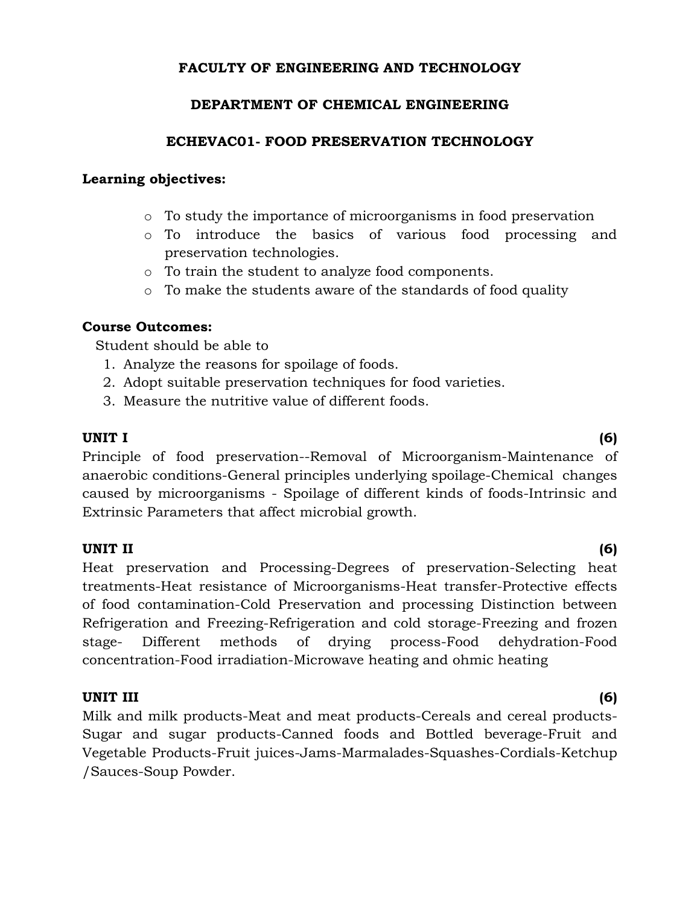**FACULTY OF ENGINEERING AND TECHNOLOGY**

**DEPARTMENT OF CHEMICAL ENGINEERING**

**ECHEVAC01- FOOD PRESERVATION TECHNOLOGY**

**Learning objectives:**

- To study the importance of microorganisms in food preservation
- To introduce the basics of various food processing and preservation technologies.
- To train the student to analyze food components.
- To make the students aware of the standards of food quality

**Course Outcomes:**

Student should be able to

1. Analyze the reasons for spoilage of foods.
2. Adopt suitable preservation techniques for food varieties.
3. Measure the nutritive value of different foods.

**UNIT I** **(6)**

Principle of food preservation--Removal of Microorganism-Maintenance of anaerobic conditions-General principles underlying spoilage-Chemical changes caused by microorganisms - Spoilage of different kinds of foods-Intrinsic and Extrinsic Parameters that affect microbial growth.

**UNIT II** **(6)**

Heat preservation and Processing-Degrees of preservation-Selecting heat treatments-Heat resistance of Microorganisms-Heat transfer-Protective effects of food contamination-Cold Preservation and processing Distinction between Refrigeration and Freezing-Refrigeration and cold storage-Freezing and frozen stage- Different methods of drying process-Food dehydration-Food concentration-Food irradiation-Microwave heating and ohmic heating

**UNIT III** **(6)**

Milk and milk products-Meat and meat products-Cereals and cereal products-Sugar and sugar products-Canned foods and Bottled beverage-Fruit and Vegetable Products-Fruit juices-Jams-Marmalades-Squashes-Cordials-Ketchup /Sauces-Soup Powder.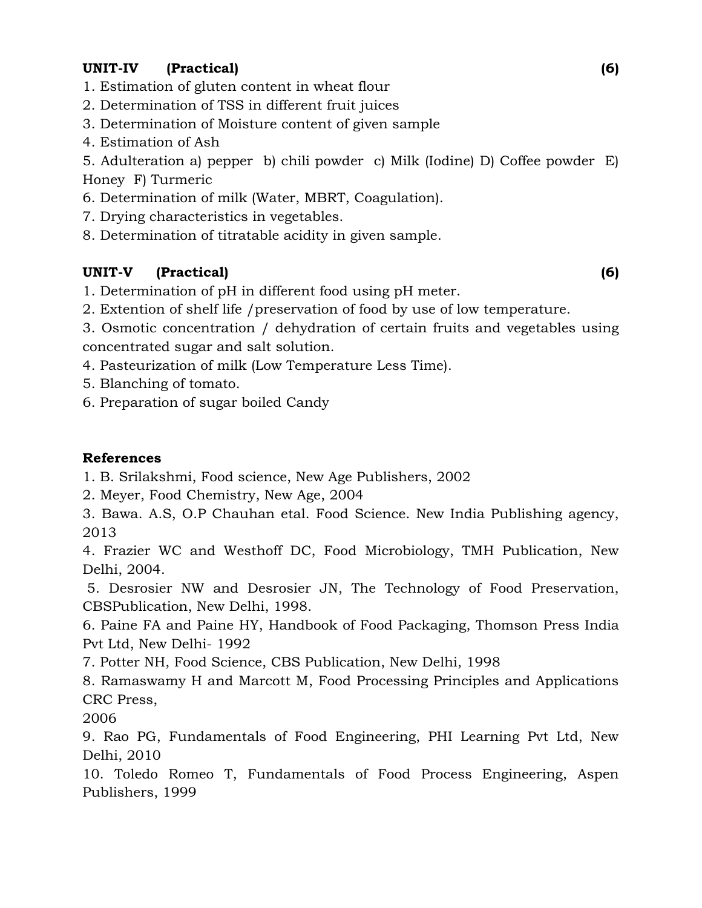**UNIT-IV (Practical) (6)**

1. Estimation of gluten content in wheat flour
2. Determination of TSS in different fruit juices
3. Determination of Moisture content of given sample
4. Estimation of Ash
5. Adulteration a) pepper b) chili powder c) Milk (Iodine) D) Coffee powder E) Honey F) Turmeric
6. Determination of milk (Water, MBRT, Coagulation).
7. Drying characteristics in vegetables.
8. Determination of titratable acidity in given sample.

**UNIT-V (Practical) (6)**

1. Determination of pH in different food using pH meter.
2. Extention of shelf life /preservation of food by use of low temperature.
3. Osmotic concentration / dehydration of certain fruits and vegetables using concentrated sugar and salt solution.
4. Pasteurization of milk (Low Temperature Less Time).
5. Blanching of tomato.
6. Preparation of sugar boiled Candy

**References**

1. B. Srilakshmi, Food science, New Age Publishers, 2002
2. Meyer, Food Chemistry, New Age, 2004
3. Bawa. A.S, O.P Chauhan etal. Food Science. New India Publishing agency, 2013
4. Frazier WC and Westhoff DC, Food Microbiology, TMH Publication, New Delhi, 2004.
5. Desrosier NW and Desrosier JN, The Technology of Food Preservation, CBSPublication, New Delhi, 1998.
6. Paine FA and Paine HY, Handbook of Food Packaging, Thomson Press India Pvt Ltd, New Delhi- 1992
7. Potter NH, Food Science, CBS Publication, New Delhi, 1998
8. Ramaswamy H and Marcott M, Food Processing Principles and Applications CRC Press, 2006
9. Rao PG, Fundamentals of Food Engineering, PHI Learning Pvt Ltd, New Delhi, 2010
10. Toledo Romeo T, Fundamentals of Food Process Engineering, Aspen Publishers, 1999